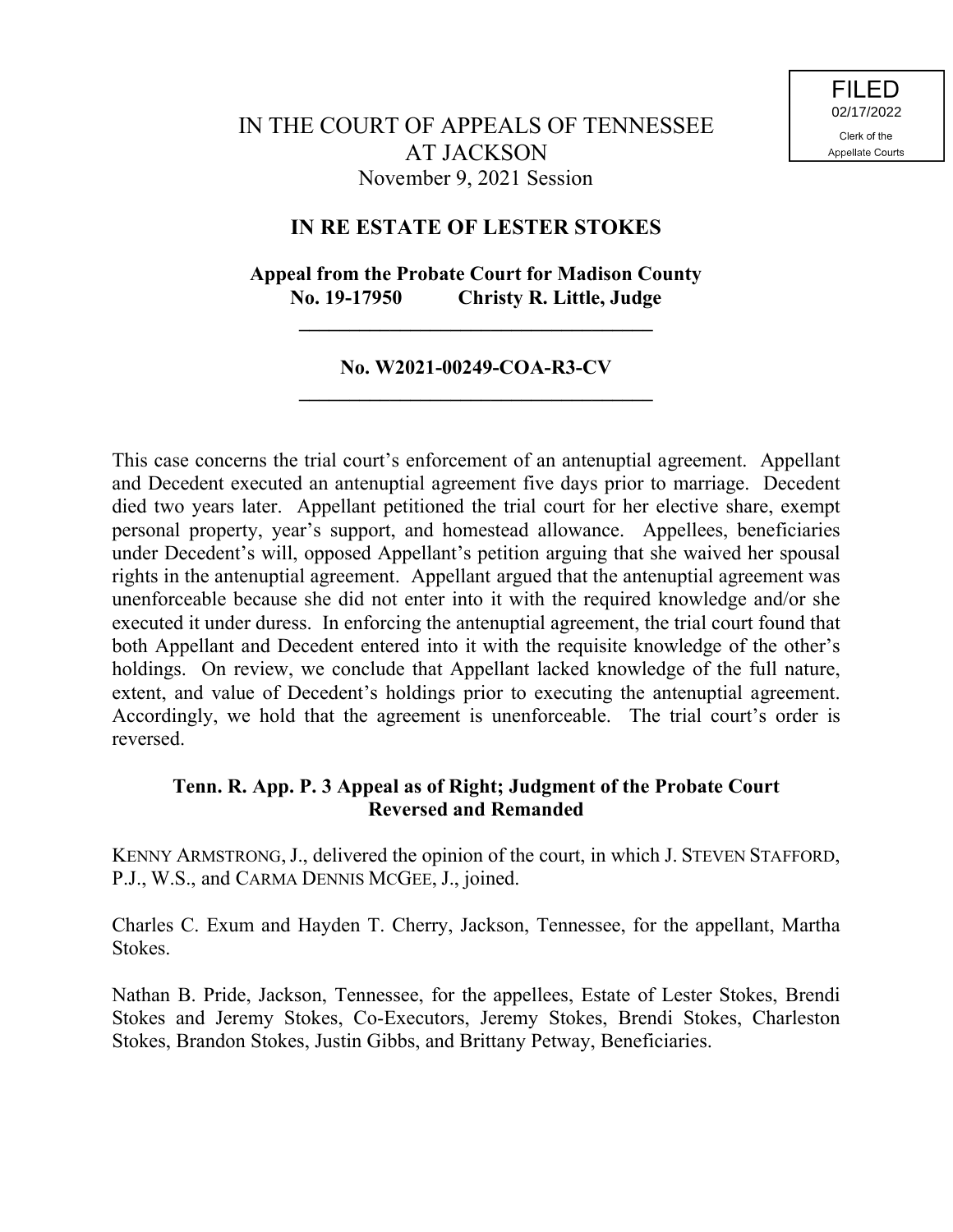FILED
02/17/2022
Clerk of the
Appellate Courts

# IN THE COURT OF APPEALS OF TENNESSEE AT JACKSON

November 9, 2021 Session

## IN RE ESTATE OF LESTER STOKES

**Appeal from the Probate Court for Madison County**
**No. 19-17950 Christy R. Little, Judge**

---

**No. W2021-00249-COA-R3-CV**

---

This case concerns the trial court's enforcement of an antenuptial agreement. Appellant and Decedent executed an antenuptial agreement five days prior to marriage. Decedent died two years later. Appellant petitioned the trial court for her elective share, exempt personal property, year's support, and homestead allowance. Appellees, beneficiaries under Decedent's will, opposed Appellant's petition arguing that she waived her spousal rights in the antenuptial agreement. Appellant argued that the antenuptial agreement was unenforceable because she did not enter into it with the required knowledge and/or she executed it under duress. In enforcing the antenuptial agreement, the trial court found that both Appellant and Decedent entered into it with the requisite knowledge of the other's holdings. On review, we conclude that Appellant lacked knowledge of the full nature, extent, and value of Decedent's holdings prior to executing the antenuptial agreement. Accordingly, we hold that the agreement is unenforceable. The trial court's order is reversed.

**Tenn. R. App. P. 3 Appeal as of Right; Judgment of the Probate Court Reversed and Remanded**

KENNY ARMSTRONG, J., delivered the opinion of the court, in which J. STEVEN STAFFORD, P.J., W.S., and CARMA DENNIS MCGEE, J., joined.

Charles C. Exum and Hayden T. Cherry, Jackson, Tennessee, for the appellant, Martha Stokes.

Nathan B. Pride, Jackson, Tennessee, for the appellees, Estate of Lester Stokes, Brendi Stokes and Jeremy Stokes, Co-Executors, Jeremy Stokes, Brendi Stokes, Charleston Stokes, Brandon Stokes, Justin Gibbs, and Brittany Petway, Beneficiaries.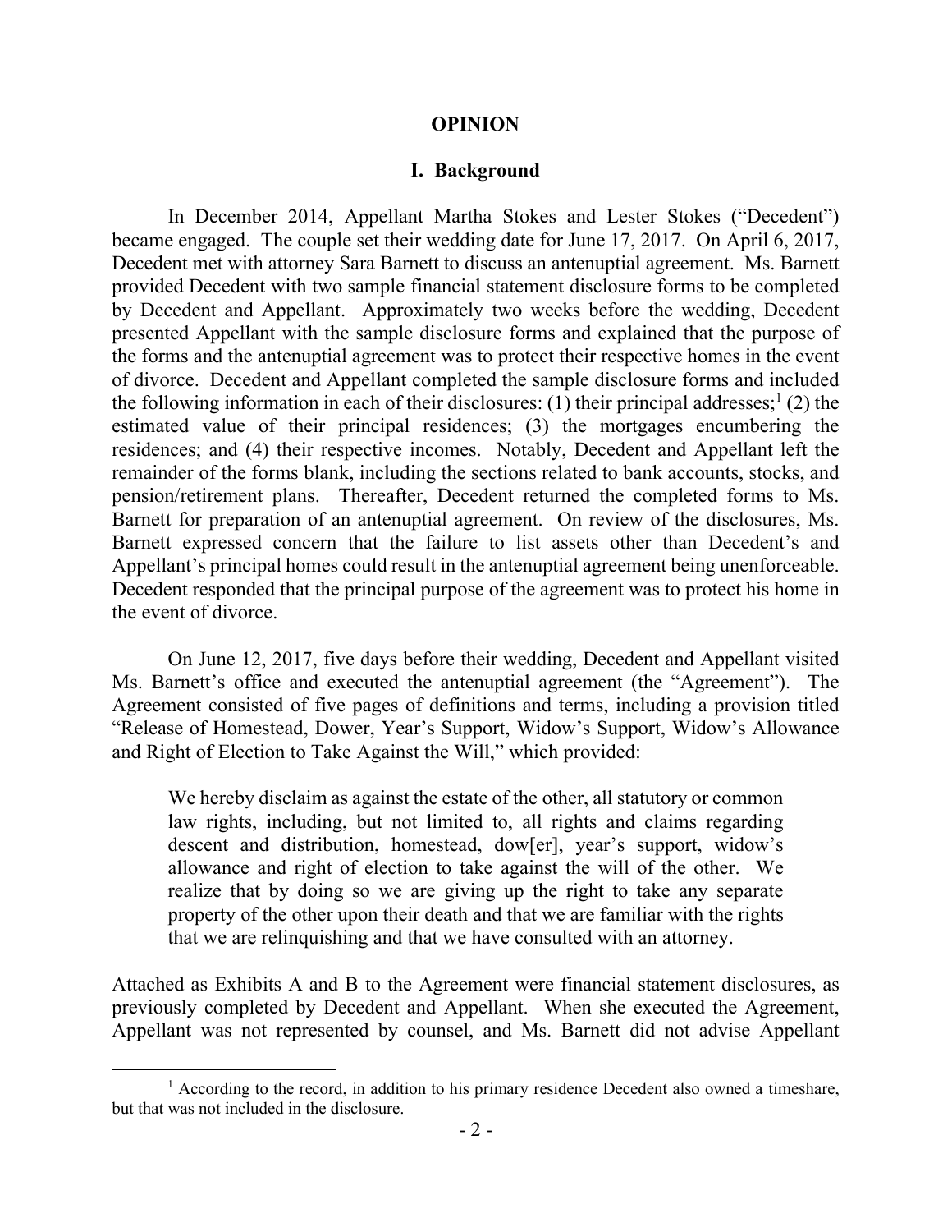# OPINION

## I. Background

In December 2014, Appellant Martha Stokes and Lester Stokes ("Decedent") became engaged. The couple set their wedding date for June 17, 2017. On April 6, 2017, Decedent met with attorney Sara Barnett to discuss an antenuptial agreement. Ms. Barnett provided Decedent with two sample financial statement disclosure forms to be completed by Decedent and Appellant. Approximately two weeks before the wedding, Decedent presented Appellant with the sample disclosure forms and explained that the purpose of the forms and the antenuptial agreement was to protect their respective homes in the event of divorce. Decedent and Appellant completed the sample disclosure forms and included the following information in each of their disclosures: (1) their principal addresses;[1] (2) the estimated value of their principal residences; (3) the mortgages encumbering the residences; and (4) their respective incomes. Notably, Decedent and Appellant left the remainder of the forms blank, including the sections related to bank accounts, stocks, and pension/retirement plans. Thereafter, Decedent returned the completed forms to Ms. Barnett for preparation of an antenuptial agreement. On review of the disclosures, Ms. Barnett expressed concern that the failure to list assets other than Decedent's and Appellant's principal homes could result in the antenuptial agreement being unenforceable. Decedent responded that the principal purpose of the agreement was to protect his home in the event of divorce.

On June 12, 2017, five days before their wedding, Decedent and Appellant visited Ms. Barnett's office and executed the antenuptial agreement (the "Agreement"). The Agreement consisted of five pages of definitions and terms, including a provision titled "Release of Homestead, Dower, Year's Support, Widow's Support, Widow's Allowance and Right of Election to Take Against the Will," which provided:

> We hereby disclaim as against the estate of the other, all statutory or common law rights, including, but not limited to, all rights and claims regarding descent and distribution, homestead, dow[er], year's support, widow's allowance and right of election to take against the will of the other. We realize that by doing so we are giving up the right to take any separate property of the other upon their death and that we are familiar with the rights that we are relinquishing and that we have consulted with an attorney.

Attached as Exhibits A and B to the Agreement were financial statement disclosures, as previously completed by Decedent and Appellant. When she executed the Agreement, Appellant was not represented by counsel, and Ms. Barnett did not advise Appellant

---

[1] According to the record, in addition to his primary residence Decedent also owned a timeshare, but that was not included in the disclosure.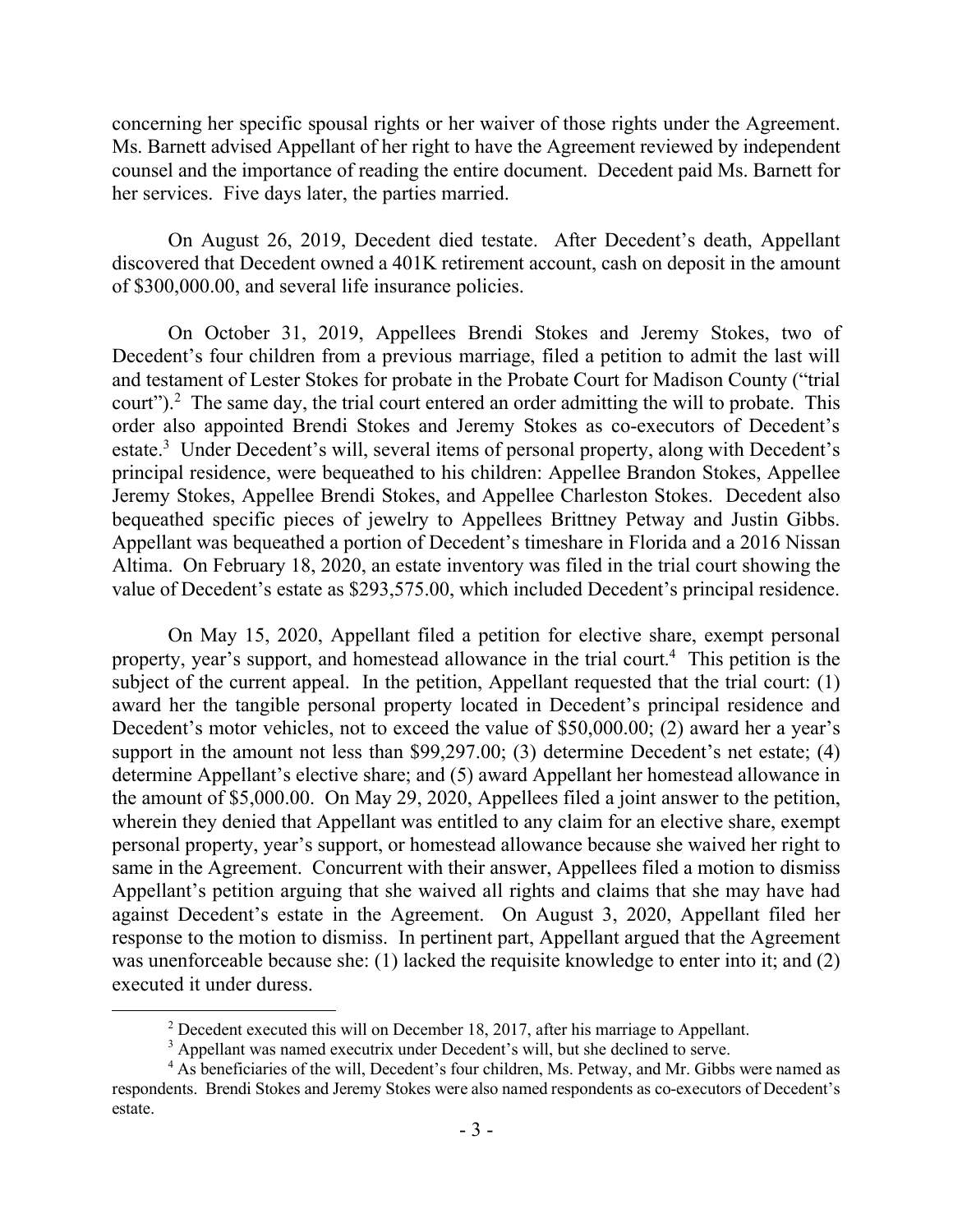concerning her specific spousal rights or her waiver of those rights under the Agreement. Ms. Barnett advised Appellant of her right to have the Agreement reviewed by independent counsel and the importance of reading the entire document. Decedent paid Ms. Barnett for her services. Five days later, the parties married.

On August 26, 2019, Decedent died testate. After Decedent's death, Appellant discovered that Decedent owned a 401K retirement account, cash on deposit in the amount of $300,000.00, and several life insurance policies.

On October 31, 2019, Appellees Brendi Stokes and Jeremy Stokes, two of Decedent's four children from a previous marriage, filed a petition to admit the last will and testament of Lester Stokes for probate in the Probate Court for Madison County ("trial court").[2] The same day, the trial court entered an order admitting the will to probate. This order also appointed Brendi Stokes and Jeremy Stokes as co-executors of Decedent's estate.[3] Under Decedent's will, several items of personal property, along with Decedent's principal residence, were bequeathed to his children: Appellee Brandon Stokes, Appellee Jeremy Stokes, Appellee Brendi Stokes, and Appellee Charleston Stokes. Decedent also bequeathed specific pieces of jewelry to Appellees Brittney Petway and Justin Gibbs. Appellant was bequeathed a portion of Decedent's timeshare in Florida and a 2016 Nissan Altima. On February 18, 2020, an estate inventory was filed in the trial court showing the value of Decedent's estate as $293,575.00, which included Decedent's principal residence.

On May 15, 2020, Appellant filed a petition for elective share, exempt personal property, year's support, and homestead allowance in the trial court.[4] This petition is the subject of the current appeal. In the petition, Appellant requested that the trial court: (1) award her the tangible personal property located in Decedent's principal residence and Decedent's motor vehicles, not to exceed the value of $50,000.00; (2) award her a year's support in the amount not less than $99,297.00; (3) determine Decedent's net estate; (4) determine Appellant's elective share; and (5) award Appellant her homestead allowance in the amount of $5,000.00. On May 29, 2020, Appellees filed a joint answer to the petition, wherein they denied that Appellant was entitled to any claim for an elective share, exempt personal property, year's support, or homestead allowance because she waived her right to same in the Agreement. Concurrent with their answer, Appellees filed a motion to dismiss Appellant's petition arguing that she waived all rights and claims that she may have had against Decedent's estate in the Agreement. On August 3, 2020, Appellant filed her response to the motion to dismiss. In pertinent part, Appellant argued that the Agreement was unenforceable because she: (1) lacked the requisite knowledge to enter into it; and (2) executed it under duress.

[2] Decedent executed this will on December 18, 2017, after his marriage to Appellant.

[3] Appellant was named executrix under Decedent's will, but she declined to serve.

[4] As beneficiaries of the will, Decedent's four children, Ms. Petway, and Mr. Gibbs were named as respondents. Brendi Stokes and Jeremy Stokes were also named respondents as co-executors of Decedent's estate.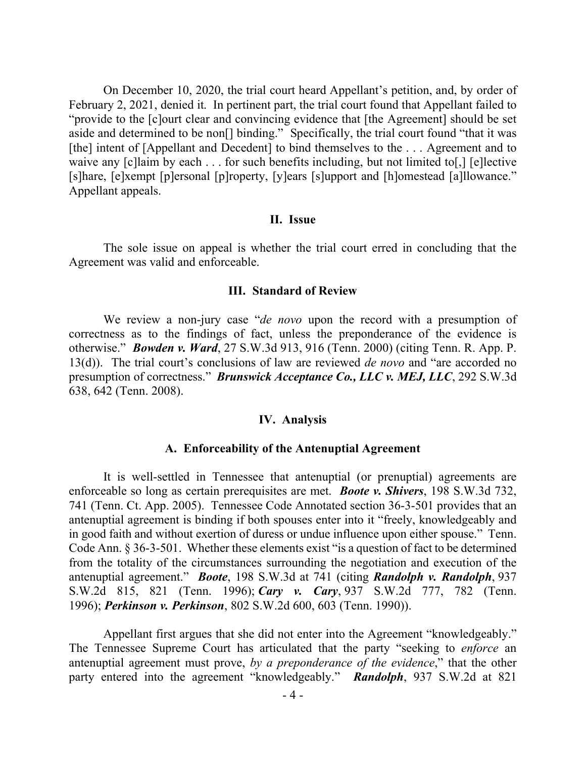On December 10, 2020, the trial court heard Appellant's petition, and, by order of February 2, 2021, denied it. In pertinent part, the trial court found that Appellant failed to "provide to the [c]ourt clear and convincing evidence that [the Agreement] should be set aside and determined to be non[] binding." Specifically, the trial court found "that it was [the] intent of [Appellant and Decedent] to bind themselves to the . . . Agreement and to waive any [c]laim by each . . . for such benefits including, but not limited to[,] [e]lective [s]hare, [e]xempt [p]ersonal [p]roperty, [y]ears [s]upport and [h]omestead [a]llowance." Appellant appeals.

## II. Issue

The sole issue on appeal is whether the trial court erred in concluding that the Agreement was valid and enforceable.

## III. Standard of Review

We review a non-jury case "*de novo* upon the record with a presumption of correctness as to the findings of fact, unless the preponderance of the evidence is otherwise." ***Bowden v. Ward***, 27 S.W.3d 913, 916 (Tenn. 2000) (citing Tenn. R. App. P. 13(d)). The trial court's conclusions of law are reviewed *de novo* and "are accorded no presumption of correctness." ***Brunswick Acceptance Co., LLC v. MEJ, LLC***, 292 S.W.3d 638, 642 (Tenn. 2008).

## IV. Analysis

### A. Enforceability of the Antenuptial Agreement

It is well-settled in Tennessee that antenuptial (or prenuptial) agreements are enforceable so long as certain prerequisites are met. ***Boote v. Shivers***, 198 S.W.3d 732, 741 (Tenn. Ct. App. 2005). Tennessee Code Annotated section 36-3-501 provides that an antenuptial agreement is binding if both spouses enter into it "freely, knowledgeably and in good faith and without exertion of duress or undue influence upon either spouse." Tenn. Code Ann. § 36-3-501. Whether these elements exist "is a question of fact to be determined from the totality of the circumstances surrounding the negotiation and execution of the antenuptial agreement." ***Boote***, 198 S.W.3d at 741 (citing ***Randolph v. Randolph***, 937 S.W.2d 815, 821 (Tenn. 1996); ***Cary v. Cary***, 937 S.W.2d 777, 782 (Tenn. 1996); ***Perkinson v. Perkinson***, 802 S.W.2d 600, 603 (Tenn. 1990)).

Appellant first argues that she did not enter into the Agreement "knowledgeably." The Tennessee Supreme Court has articulated that the party "seeking to *enforce* an antenuptial agreement must prove, *by a preponderance of the evidence*," that the other party entered into the agreement "knowledgeably." ***Randolph***, 937 S.W.2d at 821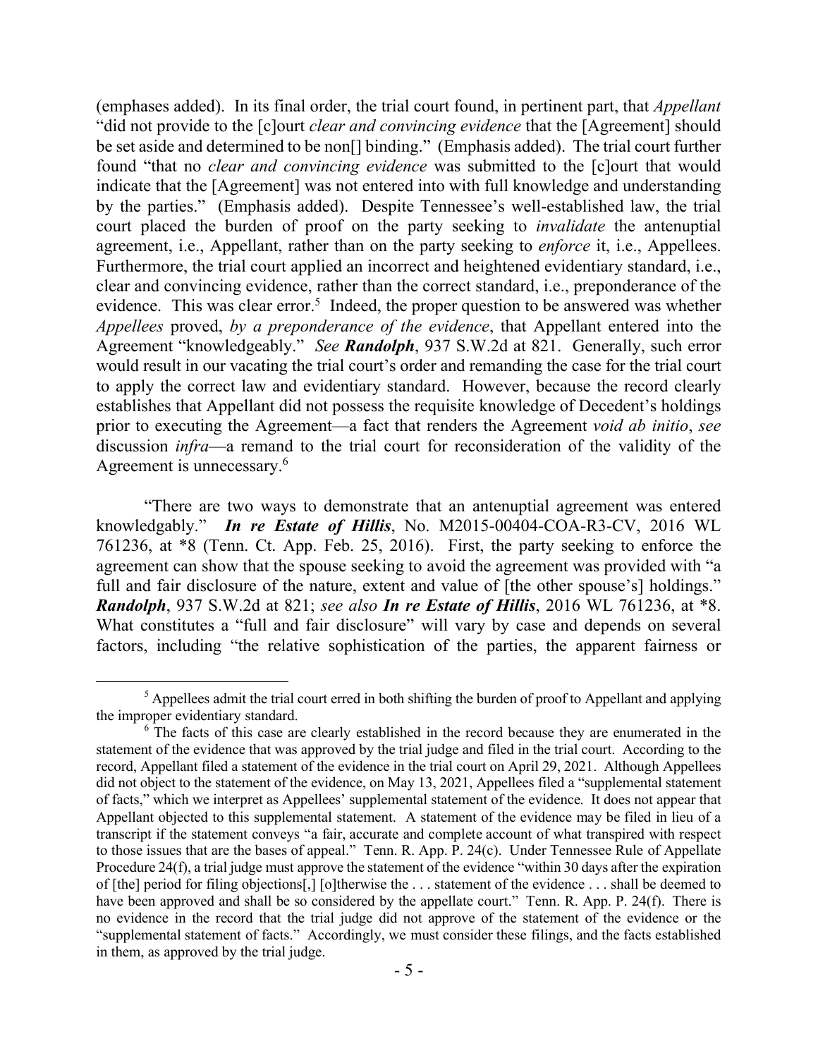(emphases added). In its final order, the trial court found, in pertinent part, that *Appellant* "did not provide to the [c]ourt *clear and convincing evidence* that the [Agreement] should be set aside and determined to be non[] binding." (Emphasis added). The trial court further found "that no *clear and convincing evidence* was submitted to the [c]ourt that would indicate that the [Agreement] was not entered into with full knowledge and understanding by the parties." (Emphasis added). Despite Tennessee's well-established law, the trial court placed the burden of proof on the party seeking to *invalidate* the antenuptial agreement, i.e., Appellant, rather than on the party seeking to *enforce* it, i.e., Appellees. Furthermore, the trial court applied an incorrect and heightened evidentiary standard, i.e., clear and convincing evidence, rather than the correct standard, i.e., preponderance of the evidence. This was clear error.[5] Indeed, the proper question to be answered was whether *Appellees* proved, *by a preponderance of the evidence*, that Appellant entered into the Agreement "knowledgeably." *See* ***Randolph***, 937 S.W.2d at 821. Generally, such error would result in our vacating the trial court's order and remanding the case for the trial court to apply the correct law and evidentiary standard. However, because the record clearly establishes that Appellant did not possess the requisite knowledge of Decedent's holdings prior to executing the Agreement—a fact that renders the Agreement *void ab initio*, *see* discussion *infra*—a remand to the trial court for reconsideration of the validity of the Agreement is unnecessary.[6]

"There are two ways to demonstrate that an antenuptial agreement was entered knowledgably." ***In re Estate of Hillis***, No. M2015-00404-COA-R3-CV, 2016 WL 761236, at *8 (Tenn. Ct. App. Feb. 25, 2016). First, the party seeking to enforce the agreement can show that the spouse seeking to avoid the agreement was provided with "a full and fair disclosure of the nature, extent and value of [the other spouse's] holdings." ***Randolph***, 937 S.W.2d at 821; *see also* ***In re Estate of Hillis***, 2016 WL 761236, at *8. What constitutes a "full and fair disclosure" will vary by case and depends on several factors, including "the relative sophistication of the parties, the apparent fairness or

---

[5] Appellees admit the trial court erred in both shifting the burden of proof to Appellant and applying the improper evidentiary standard.

[6] The facts of this case are clearly established in the record because they are enumerated in the statement of the evidence that was approved by the trial judge and filed in the trial court. According to the record, Appellant filed a statement of the evidence in the trial court on April 29, 2021. Although Appellees did not object to the statement of the evidence, on May 13, 2021, Appellees filed a "supplemental statement of facts," which we interpret as Appellees' supplemental statement of the evidence. It does not appear that Appellant objected to this supplemental statement. A statement of the evidence may be filed in lieu of a transcript if the statement conveys "a fair, accurate and complete account of what transpired with respect to those issues that are the bases of appeal." Tenn. R. App. P. 24(c). Under Tennessee Rule of Appellate Procedure 24(f), a trial judge must approve the statement of the evidence "within 30 days after the expiration of [the] period for filing objections[,] [o]therwise the . . . statement of the evidence . . . shall be deemed to have been approved and shall be so considered by the appellate court." Tenn. R. App. P. 24(f). There is no evidence in the record that the trial judge did not approve of the statement of the evidence or the "supplemental statement of facts." Accordingly, we must consider these filings, and the facts established in them, as approved by the trial judge.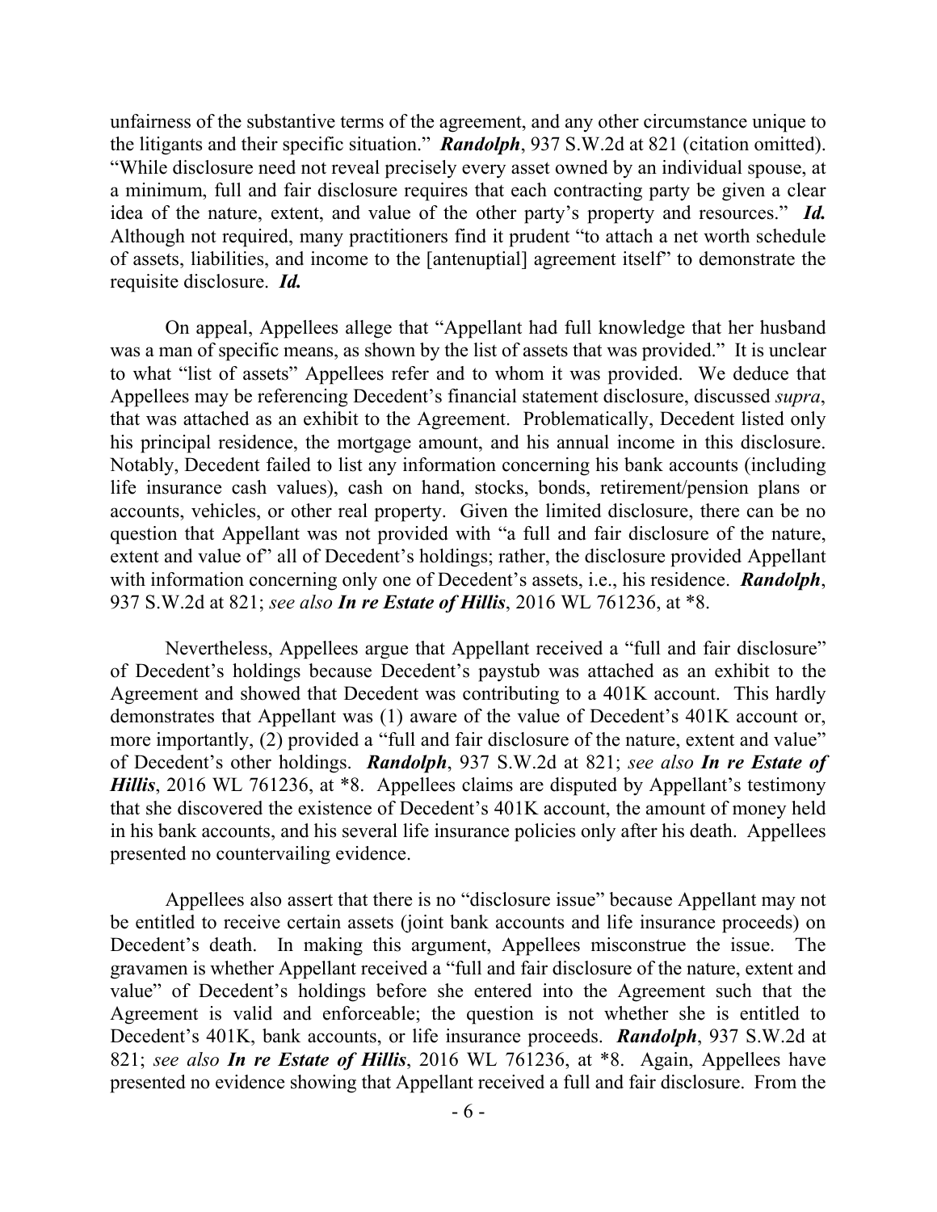unfairness of the substantive terms of the agreement, and any other circumstance unique to the litigants and their specific situation." ***Randolph***, 937 S.W.2d at 821 (citation omitted). "While disclosure need not reveal precisely every asset owned by an individual spouse, at a minimum, full and fair disclosure requires that each contracting party be given a clear idea of the nature, extent, and value of the other party's property and resources." ***Id.*** Although not required, many practitioners find it prudent "to attach a net worth schedule of assets, liabilities, and income to the [antenuptial] agreement itself" to demonstrate the requisite disclosure. ***Id.***

On appeal, Appellees allege that "Appellant had full knowledge that her husband was a man of specific means, as shown by the list of assets that was provided." It is unclear to what "list of assets" Appellees refer and to whom it was provided. We deduce that Appellees may be referencing Decedent's financial statement disclosure, discussed *supra*, that was attached as an exhibit to the Agreement. Problematically, Decedent listed only his principal residence, the mortgage amount, and his annual income in this disclosure. Notably, Decedent failed to list any information concerning his bank accounts (including life insurance cash values), cash on hand, stocks, bonds, retirement/pension plans or accounts, vehicles, or other real property. Given the limited disclosure, there can be no question that Appellant was not provided with "a full and fair disclosure of the nature, extent and value of" all of Decedent's holdings; rather, the disclosure provided Appellant with information concerning only one of Decedent's assets, i.e., his residence. ***Randolph***, 937 S.W.2d at 821; *see also* ***In re Estate of Hillis***, 2016 WL 761236, at *8.

Nevertheless, Appellees argue that Appellant received a "full and fair disclosure" of Decedent's holdings because Decedent's paystub was attached as an exhibit to the Agreement and showed that Decedent was contributing to a 401K account. This hardly demonstrates that Appellant was (1) aware of the value of Decedent's 401K account or, more importantly, (2) provided a "full and fair disclosure of the nature, extent and value" of Decedent's other holdings. ***Randolph***, 937 S.W.2d at 821; *see also* ***In re Estate of Hillis***, 2016 WL 761236, at *8. Appellees claims are disputed by Appellant's testimony that she discovered the existence of Decedent's 401K account, the amount of money held in his bank accounts, and his several life insurance policies only after his death. Appellees presented no countervailing evidence.

Appellees also assert that there is no "disclosure issue" because Appellant may not be entitled to receive certain assets (joint bank accounts and life insurance proceeds) on Decedent's death. In making this argument, Appellees misconstrue the issue. The gravamen is whether Appellant received a "full and fair disclosure of the nature, extent and value" of Decedent's holdings before she entered into the Agreement such that the Agreement is valid and enforceable; the question is not whether she is entitled to Decedent's 401K, bank accounts, or life insurance proceeds. ***Randolph***, 937 S.W.2d at 821; *see also* ***In re Estate of Hillis***, 2016 WL 761236, at *8. Again, Appellees have presented no evidence showing that Appellant received a full and fair disclosure. From the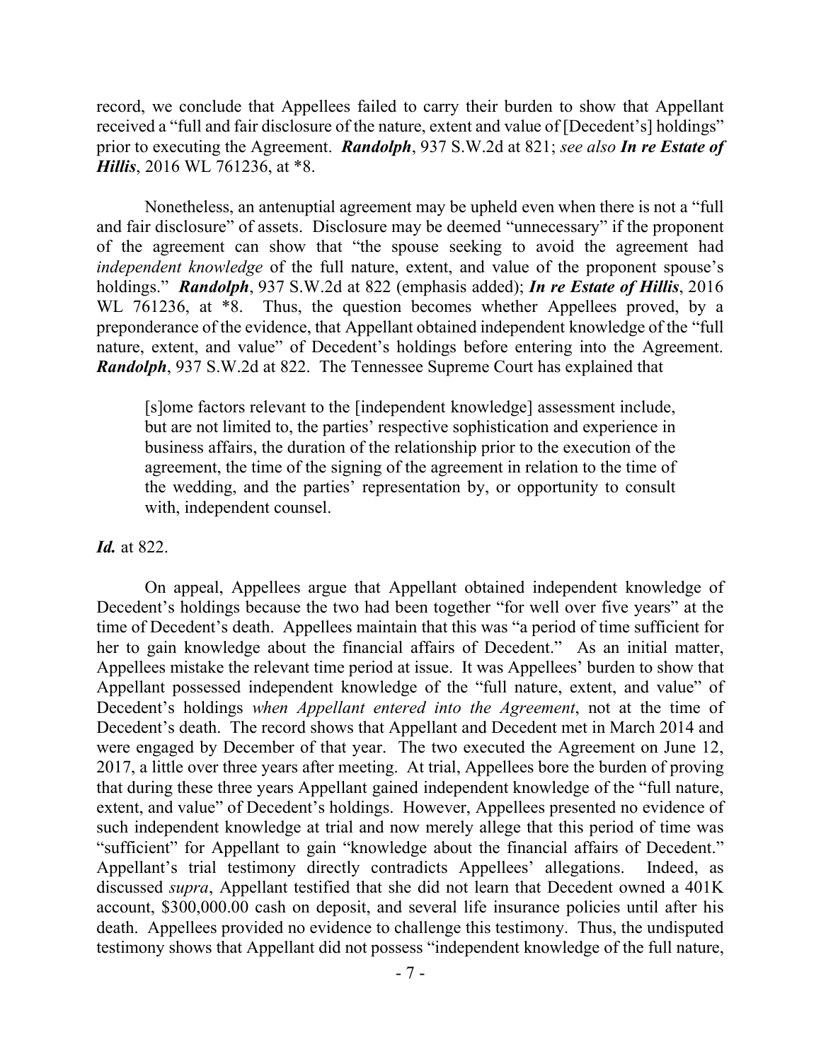record, we conclude that Appellees failed to carry their burden to show that Appellant received a "full and fair disclosure of the nature, extent and value of [Decedent's] holdings" prior to executing the Agreement. ***Randolph***, 937 S.W.2d at 821; *see also* ***In re Estate of Hillis***, 2016 WL 761236, at *8.

Nonetheless, an antenuptial agreement may be upheld even when there is not a "full and fair disclosure" of assets. Disclosure may be deemed "unnecessary" if the proponent of the agreement can show that "the spouse seeking to avoid the agreement had *independent knowledge* of the full nature, extent, and value of the proponent spouse's holdings." ***Randolph***, 937 S.W.2d at 822 (emphasis added); ***In re Estate of Hillis***, 2016 WL 761236, at *8. Thus, the question becomes whether Appellees proved, by a preponderance of the evidence, that Appellant obtained independent knowledge of the "full nature, extent, and value" of Decedent's holdings before entering into the Agreement. ***Randolph***, 937 S.W.2d at 822. The Tennessee Supreme Court has explained that

> [s]ome factors relevant to the [independent knowledge] assessment include, but are not limited to, the parties' respective sophistication and experience in business affairs, the duration of the relationship prior to the execution of the agreement, the time of the signing of the agreement in relation to the time of the wedding, and the parties' representation by, or opportunity to consult with, independent counsel.

***Id.*** at 822.

On appeal, Appellees argue that Appellant obtained independent knowledge of Decedent's holdings because the two had been together "for well over five years" at the time of Decedent's death. Appellees maintain that this was "a period of time sufficient for her to gain knowledge about the financial affairs of Decedent." As an initial matter, Appellees mistake the relevant time period at issue. It was Appellees' burden to show that Appellant possessed independent knowledge of the "full nature, extent, and value" of Decedent's holdings *when Appellant entered into the Agreement*, not at the time of Decedent's death. The record shows that Appellant and Decedent met in March 2014 and were engaged by December of that year. The two executed the Agreement on June 12, 2017, a little over three years after meeting. At trial, Appellees bore the burden of proving that during these three years Appellant gained independent knowledge of the "full nature, extent, and value" of Decedent's holdings. However, Appellees presented no evidence of such independent knowledge at trial and now merely allege that this period of time was "sufficient" for Appellant to gain "knowledge about the financial affairs of Decedent." Appellant's trial testimony directly contradicts Appellees' allegations. Indeed, as discussed *supra*, Appellant testified that she did not learn that Decedent owned a 401K account, $300,000.00 cash on deposit, and several life insurance policies until after his death. Appellees provided no evidence to challenge this testimony. Thus, the undisputed testimony shows that Appellant did not possess "independent knowledge of the full nature,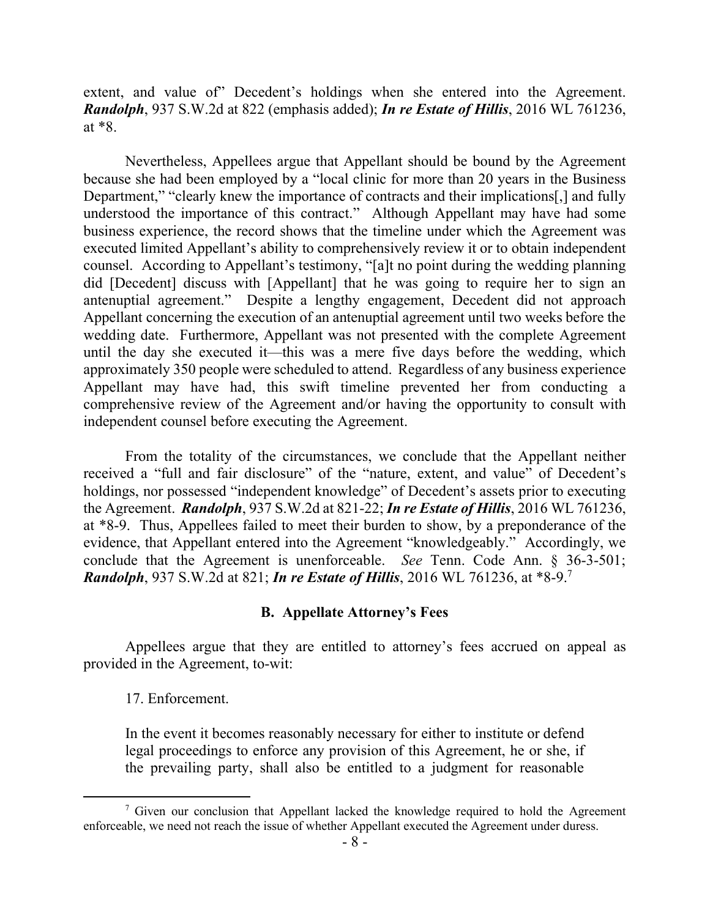extent, and value of" Decedent's holdings when she entered into the Agreement. ***Randolph***, 937 S.W.2d at 822 (emphasis added); ***In re Estate of Hillis***, 2016 WL 761236, at *8.

Nevertheless, Appellees argue that Appellant should be bound by the Agreement because she had been employed by a "local clinic for more than 20 years in the Business Department," "clearly knew the importance of contracts and their implications[,] and fully understood the importance of this contract." Although Appellant may have had some business experience, the record shows that the timeline under which the Agreement was executed limited Appellant's ability to comprehensively review it or to obtain independent counsel. According to Appellant's testimony, "[a]t no point during the wedding planning did [Decedent] discuss with [Appellant] that he was going to require her to sign an antenuptial agreement." Despite a lengthy engagement, Decedent did not approach Appellant concerning the execution of an antenuptial agreement until two weeks before the wedding date. Furthermore, Appellant was not presented with the complete Agreement until the day she executed it—this was a mere five days before the wedding, which approximately 350 people were scheduled to attend. Regardless of any business experience Appellant may have had, this swift timeline prevented her from conducting a comprehensive review of the Agreement and/or having the opportunity to consult with independent counsel before executing the Agreement.

From the totality of the circumstances, we conclude that the Appellant neither received a "full and fair disclosure" of the "nature, extent, and value" of Decedent's holdings, nor possessed "independent knowledge" of Decedent's assets prior to executing the Agreement. ***Randolph***, 937 S.W.2d at 821-22; ***In re Estate of Hillis***, 2016 WL 761236, at *8-9. Thus, Appellees failed to meet their burden to show, by a preponderance of the evidence, that Appellant entered into the Agreement "knowledgeably." Accordingly, we conclude that the Agreement is unenforceable. *See* Tenn. Code Ann. § 36-3-501; ***Randolph***, 937 S.W.2d at 821; ***In re Estate of Hillis***, 2016 WL 761236, at *8-9.[7]

## B. Appellate Attorney's Fees

Appellees argue that they are entitled to attorney's fees accrued on appeal as provided in the Agreement, to-wit:

> 17. Enforcement.
>
> In the event it becomes reasonably necessary for either to institute or defend legal proceedings to enforce any provision of this Agreement, he or she, if the prevailing party, shall also be entitled to a judgment for reasonable

[7] Given our conclusion that Appellant lacked the knowledge required to hold the Agreement enforceable, we need not reach the issue of whether Appellant executed the Agreement under duress.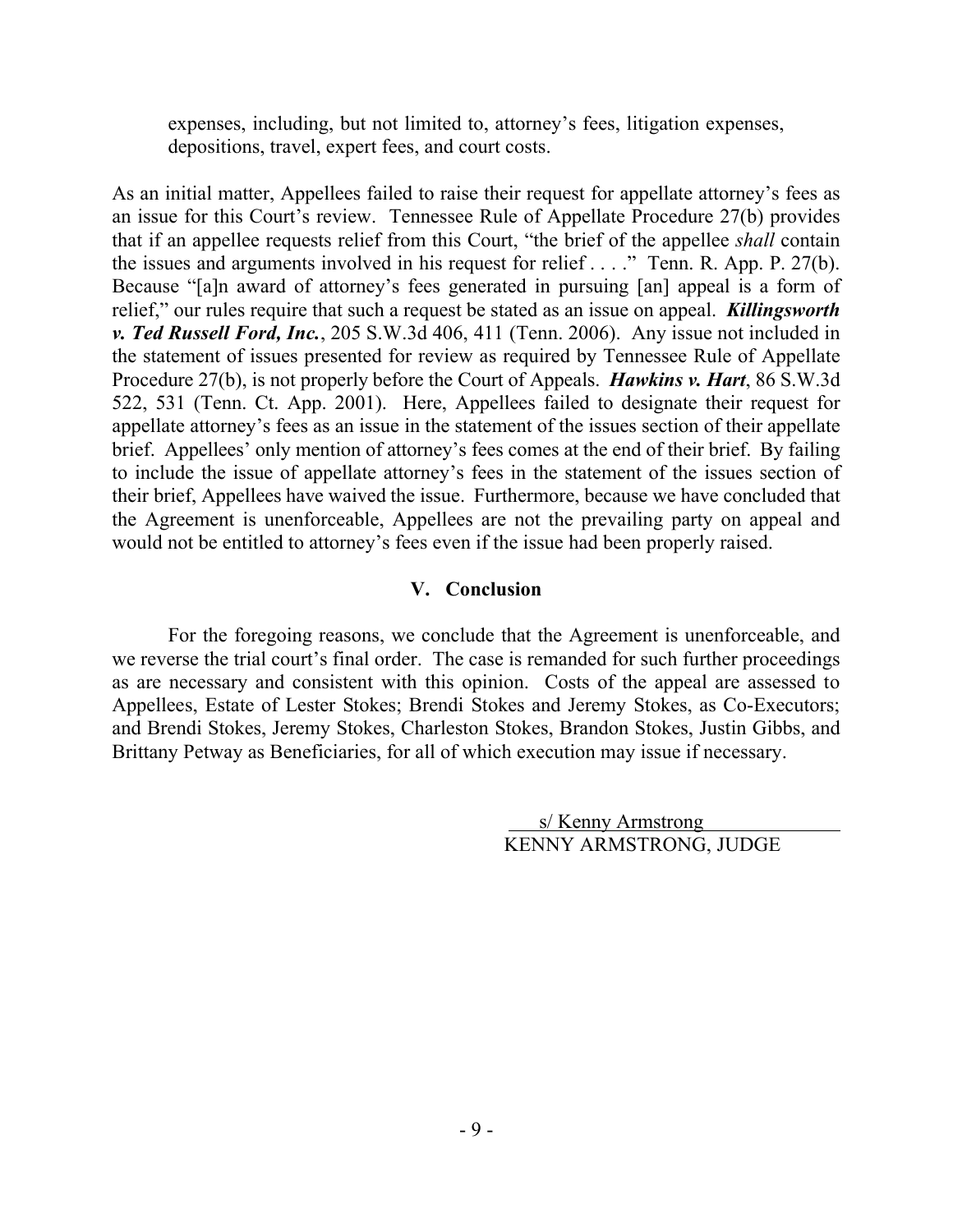expenses, including, but not limited to, attorney's fees, litigation expenses, depositions, travel, expert fees, and court costs.

As an initial matter, Appellees failed to raise their request for appellate attorney's fees as an issue for this Court's review. Tennessee Rule of Appellate Procedure 27(b) provides that if an appellee requests relief from this Court, "the brief of the appellee *shall* contain the issues and arguments involved in his request for relief . . . ." Tenn. R. App. P. 27(b). Because "[a]n award of attorney's fees generated in pursuing [an] appeal is a form of relief," our rules require that such a request be stated as an issue on appeal. ***Killingsworth v. Ted Russell Ford, Inc.***, 205 S.W.3d 406, 411 (Tenn. 2006). Any issue not included in the statement of issues presented for review as required by Tennessee Rule of Appellate Procedure 27(b), is not properly before the Court of Appeals. ***Hawkins v. Hart***, 86 S.W.3d 522, 531 (Tenn. Ct. App. 2001). Here, Appellees failed to designate their request for appellate attorney's fees as an issue in the statement of the issues section of their appellate brief. Appellees' only mention of attorney's fees comes at the end of their brief. By failing to include the issue of appellate attorney's fees in the statement of the issues section of their brief, Appellees have waived the issue. Furthermore, because we have concluded that the Agreement is unenforceable, Appellees are not the prevailing party on appeal and would not be entitled to attorney's fees even if the issue had been properly raised.

## V. Conclusion

For the foregoing reasons, we conclude that the Agreement is unenforceable, and we reverse the trial court's final order. The case is remanded for such further proceedings as are necessary and consistent with this opinion. Costs of the appeal are assessed to Appellees, Estate of Lester Stokes; Brendi Stokes and Jeremy Stokes, as Co-Executors; and Brendi Stokes, Jeremy Stokes, Charleston Stokes, Brandon Stokes, Justin Gibbs, and Brittany Petway as Beneficiaries, for all of which execution may issue if necessary.

s/ Kenny Armstrong
KENNY ARMSTRONG, JUDGE